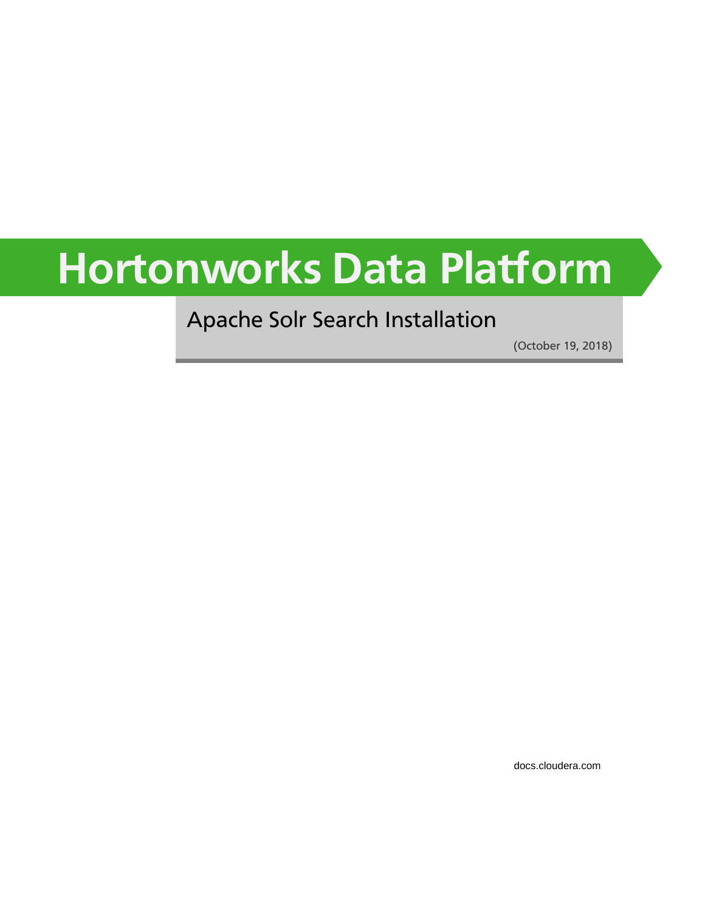# Hortonworks Data Platform

## Apache Solr Search Installation

(October 19, 2018)

docs.cloudera.com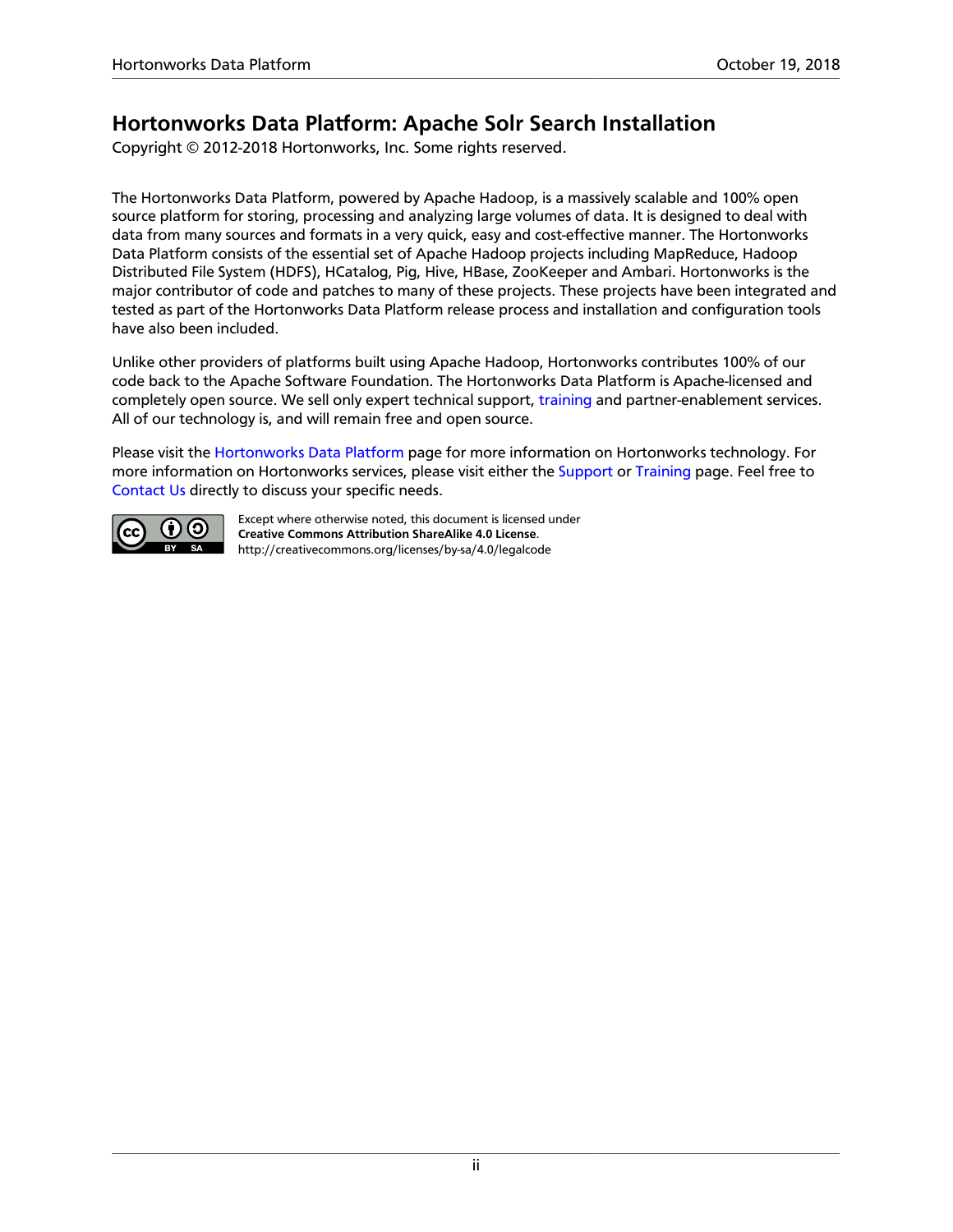# Hortonworks Data Platform: Apache Solr Search Installation

Copyright © 2012-2018 Hortonworks, Inc. Some rights reserved.

The Hortonworks Data Platform, powered by Apache Hadoop, is a massively scalable and 100% open source platform for storing, processing and analyzing large volumes of data. It is designed to deal with data from many sources and formats in a very quick, easy and cost-effective manner. The Hortonworks Data Platform consists of the essential set of Apache Hadoop projects including MapReduce, Hadoop Distributed File System (HDFS), HCatalog, Pig, Hive, HBase, ZooKeeper and Ambari. Hortonworks is the major contributor of code and patches to many of these projects. These projects have been integrated and tested as part of the Hortonworks Data Platform release process and installation and configuration tools have also been included.

Unlike other providers of platforms built using Apache Hadoop, Hortonworks contributes 100% of our code back to the Apache Software Foundation. The Hortonworks Data Platform is Apache-licensed and completely open source. We sell only expert technical support, training and partner-enablement services. All of our technology is, and will remain free and open source.

Please visit the Hortonworks Data Platform page for more information on Hortonworks technology. For more information on Hortonworks services, please visit either the Support or Training page. Feel free to Contact Us directly to discuss your specific needs.

Except where otherwise noted, this document is licensed under **Creative Commons Attribution ShareAlike 4.0 License**.
http://creativecommons.org/licenses/by-sa/4.0/legalcode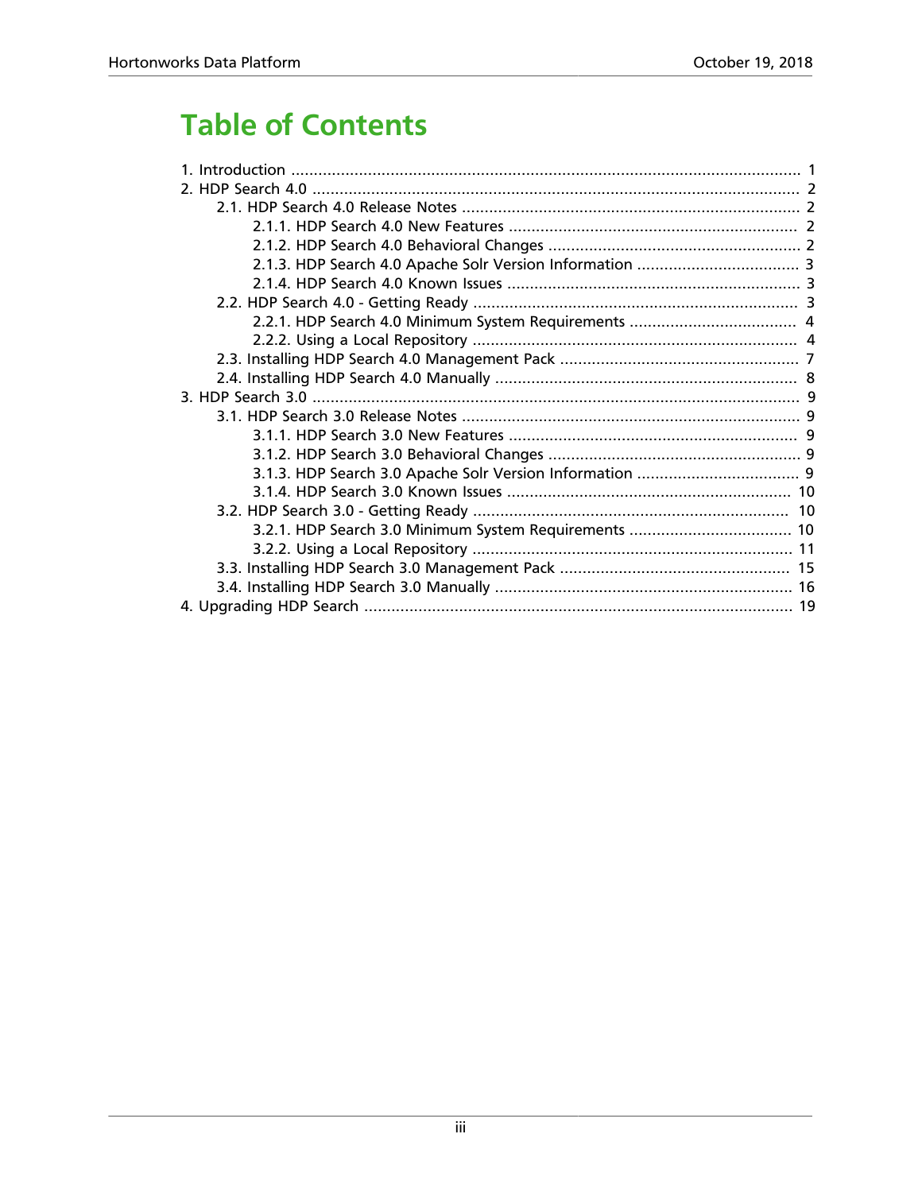# Table of Contents

- 1. Introduction ..... 1
- 2. HDP Search 4.0 ..... 2
  - 2.1. HDP Search 4.0 Release Notes ..... 2
    - 2.1.1. HDP Search 4.0 New Features ..... 2
    - 2.1.2. HDP Search 4.0 Behavioral Changes ..... 2
    - 2.1.3. HDP Search 4.0 Apache Solr Version Information ..... 3
    - 2.1.4. HDP Search 4.0 Known Issues ..... 3
  - 2.2. HDP Search 4.0 - Getting Ready ..... 3
    - 2.2.1. HDP Search 4.0 Minimum System Requirements ..... 4
    - 2.2.2. Using a Local Repository ..... 4
  - 2.3. Installing HDP Search 4.0 Management Pack ..... 7
  - 2.4. Installing HDP Search 4.0 Manually ..... 8
- 3. HDP Search 3.0 ..... 9
  - 3.1. HDP Search 3.0 Release Notes ..... 9
    - 3.1.1. HDP Search 3.0 New Features ..... 9
    - 3.1.2. HDP Search 3.0 Behavioral Changes ..... 9
    - 3.1.3. HDP Search 3.0 Apache Solr Version Information ..... 9
    - 3.1.4. HDP Search 3.0 Known Issues ..... 10
  - 3.2. HDP Search 3.0 - Getting Ready ..... 10
    - 3.2.1. HDP Search 3.0 Minimum System Requirements ..... 10
    - 3.2.2. Using a Local Repository ..... 11
  - 3.3. Installing HDP Search 3.0 Management Pack ..... 15
  - 3.4. Installing HDP Search 3.0 Manually ..... 16
- 4. Upgrading HDP Search ..... 19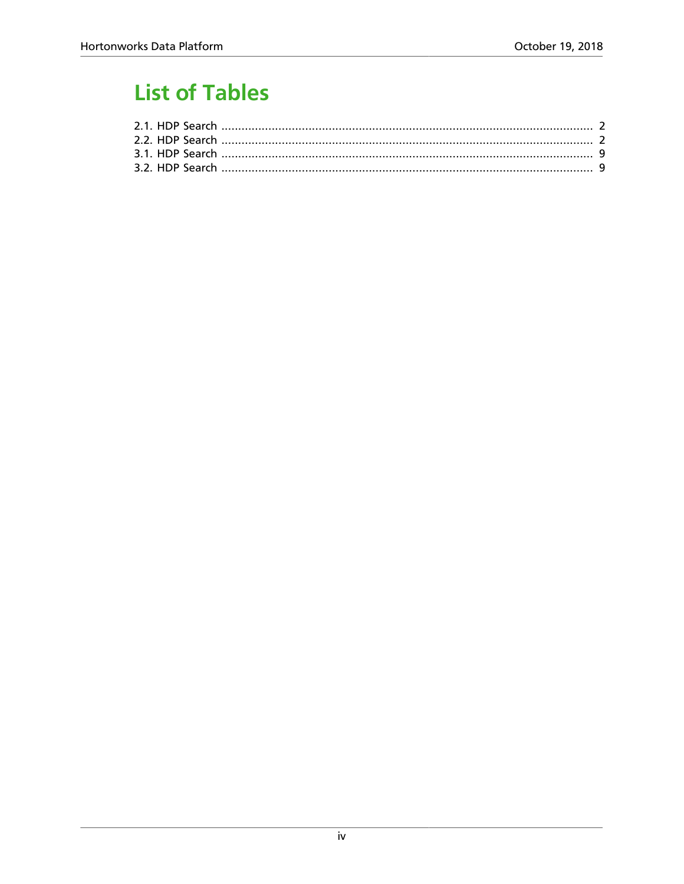# List of Tables

2.1. HDP Search ..................................................................................................................... 2
2.2. HDP Search ..................................................................................................................... 2
3.1. HDP Search ..................................................................................................................... 9
3.2. HDP Search ..................................................................................................................... 9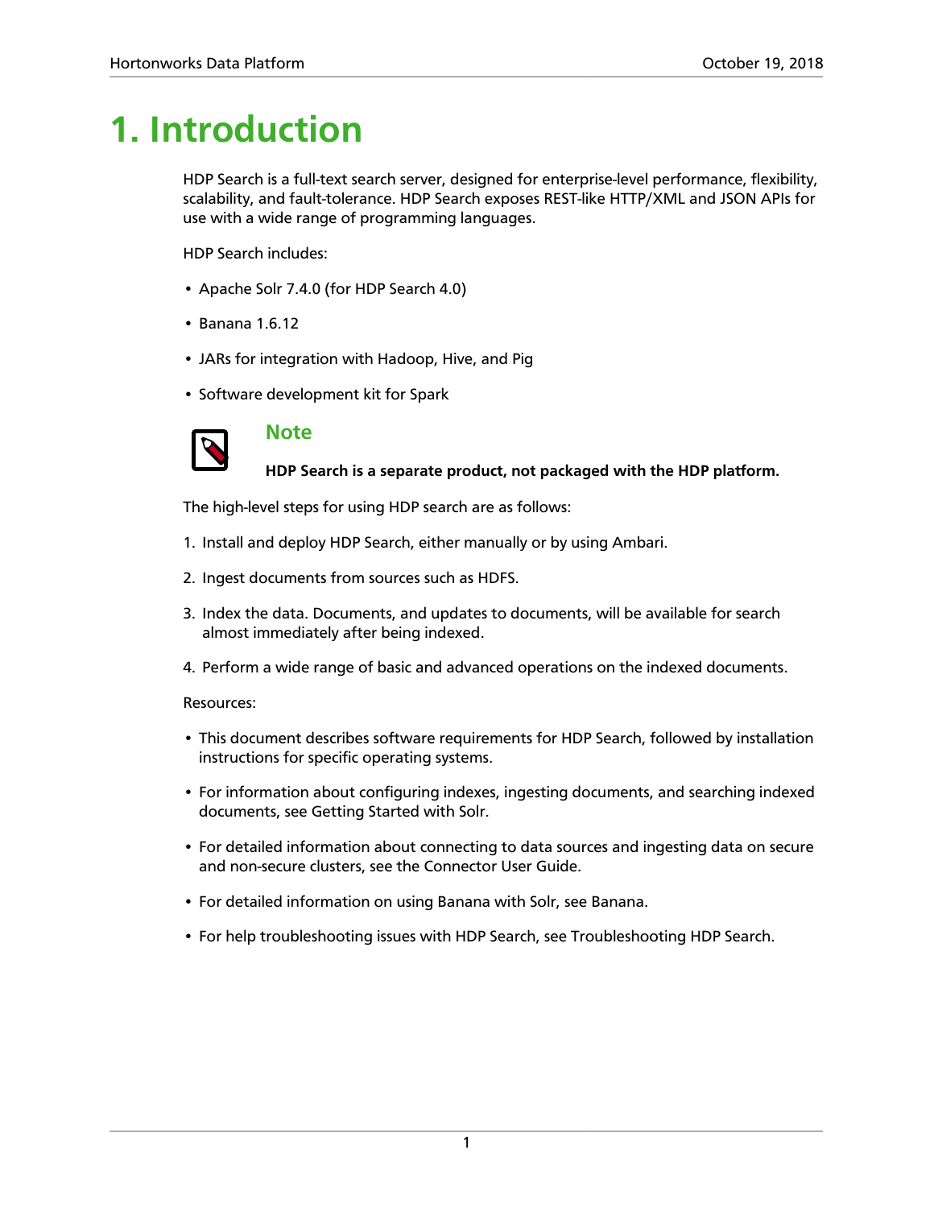# 1. Introduction

HDP Search is a full-text search server, designed for enterprise-level performance, flexibility, scalability, and fault-tolerance. HDP Search exposes REST-like HTTP/XML and JSON APIs for use with a wide range of programming languages.

HDP Search includes:

- Apache Solr 7.4.0 (for HDP Search 4.0)
- Banana 1.6.12
- JARs for integration with Hadoop, Hive, and Pig
- Software development kit for Spark

> **Note**
>
> **HDP Search is a separate product, not packaged with the HDP platform.**

The high-level steps for using HDP search are as follows:

1. Install and deploy HDP Search, either manually or by using Ambari.
2. Ingest documents from sources such as HDFS.
3. Index the data. Documents, and updates to documents, will be available for search almost immediately after being indexed.
4. Perform a wide range of basic and advanced operations on the indexed documents.

Resources:

- This document describes software requirements for HDP Search, followed by installation instructions for specific operating systems.
- For information about configuring indexes, ingesting documents, and searching indexed documents, see Getting Started with Solr.
- For detailed information about connecting to data sources and ingesting data on secure and non-secure clusters, see the Connector User Guide.
- For detailed information on using Banana with Solr, see Banana.
- For help troubleshooting issues with HDP Search, see Troubleshooting HDP Search.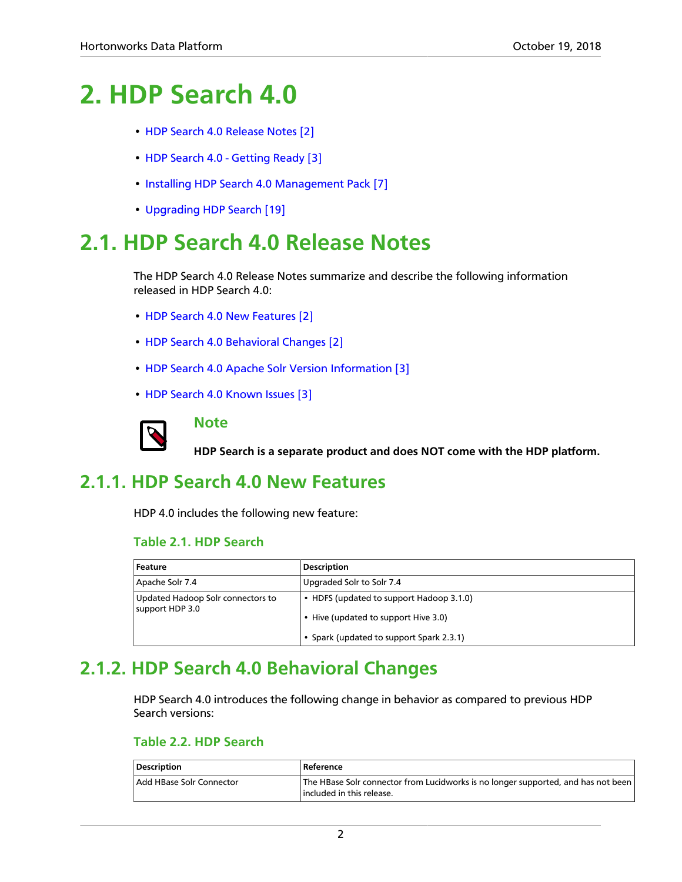# 2. HDP Search 4.0

- HDP Search 4.0 Release Notes [2]
- HDP Search 4.0 - Getting Ready [3]
- Installing HDP Search 4.0 Management Pack [7]
- Upgrading HDP Search [19]

# 2.1. HDP Search 4.0 Release Notes

The HDP Search 4.0 Release Notes summarize and describe the following information released in HDP Search 4.0:

- HDP Search 4.0 New Features [2]
- HDP Search 4.0 Behavioral Changes [2]
- HDP Search 4.0 Apache Solr Version Information [3]
- HDP Search 4.0 Known Issues [3]

> **Note**
>
> **HDP Search is a separate product and does NOT come with the HDP platform.**

## 2.1.1. HDP Search 4.0 New Features

HDP 4.0 includes the following new feature:

### Table 2.1. HDP Search

| Feature | Description |
|---|---|
| Apache Solr 7.4 | Upgraded Solr to Solr 7.4 |
| Updated Hadoop Solr connectors to support HDP 3.0 | • HDFS (updated to support Hadoop 3.1.0)<br>• Hive (updated to support Hive 3.0)<br>• Spark (updated to support Spark 2.3.1) |

## 2.1.2. HDP Search 4.0 Behavioral Changes

HDP Search 4.0 introduces the following change in behavior as compared to previous HDP Search versions:

### Table 2.2. HDP Search

| Description | Reference |
|---|---|
| Add HBase Solr Connector | The HBase Solr connector from Lucidworks is no longer supported, and has not been included in this release. |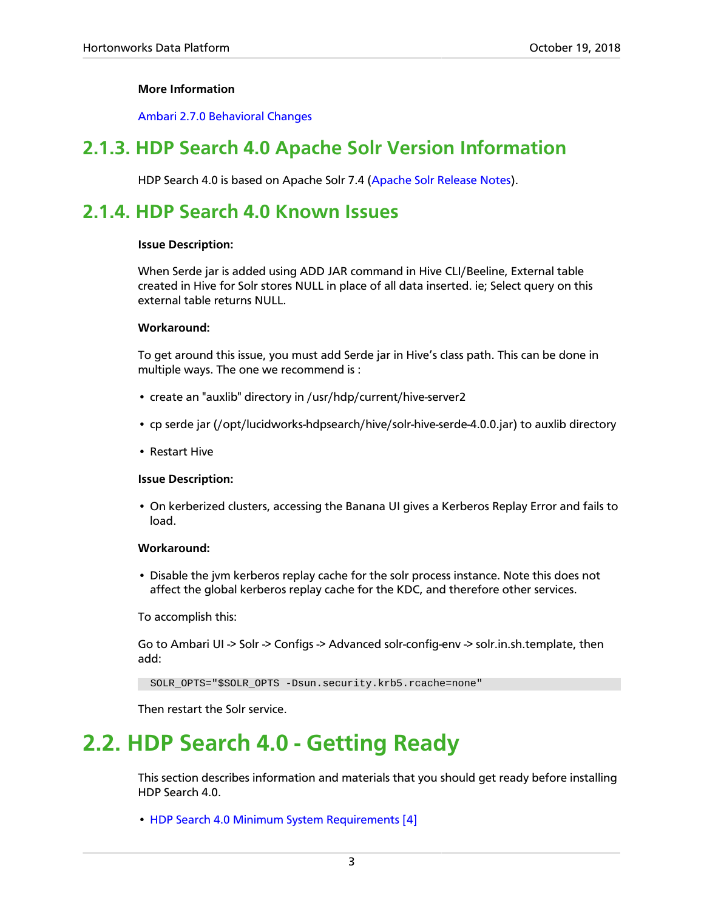**More Information**

Ambari 2.7.0 Behavioral Changes

## 2.1.3. HDP Search 4.0 Apache Solr Version Information

HDP Search 4.0 is based on Apache Solr 7.4 (Apache Solr Release Notes).

## 2.1.4. HDP Search 4.0 Known Issues

**Issue Description:**

When Serde jar is added using ADD JAR command in Hive CLI/Beeline, External table created in Hive for Solr stores NULL in place of all data inserted. ie; Select query on this external table returns NULL.

**Workaround:**

To get around this issue, you must add Serde jar in Hive's class path. This can be done in multiple ways. The one we recommend is :

- create an "auxlib" directory in /usr/hdp/current/hive-server2
- cp serde jar (/opt/lucidworks-hdpsearch/hive/solr-hive-serde-4.0.0.jar) to auxlib directory
- Restart Hive

**Issue Description:**

- On kerberized clusters, accessing the Banana UI gives a Kerberos Replay Error and fails to load.

**Workaround:**

- Disable the jvm kerberos replay cache for the solr process instance. Note this does not affect the global kerberos replay cache for the KDC, and therefore other services.

To accomplish this:

Go to Ambari UI -> Solr -> Configs -> Advanced solr-config-env -> solr.in.sh.template, then add:

```
SOLR_OPTS="$SOLR_OPTS -Dsun.security.krb5.rcache=none"
```

Then restart the Solr service.

# 2.2. HDP Search 4.0 - Getting Ready

This section describes information and materials that you should get ready before installing HDP Search 4.0.

- HDP Search 4.0 Minimum System Requirements [4]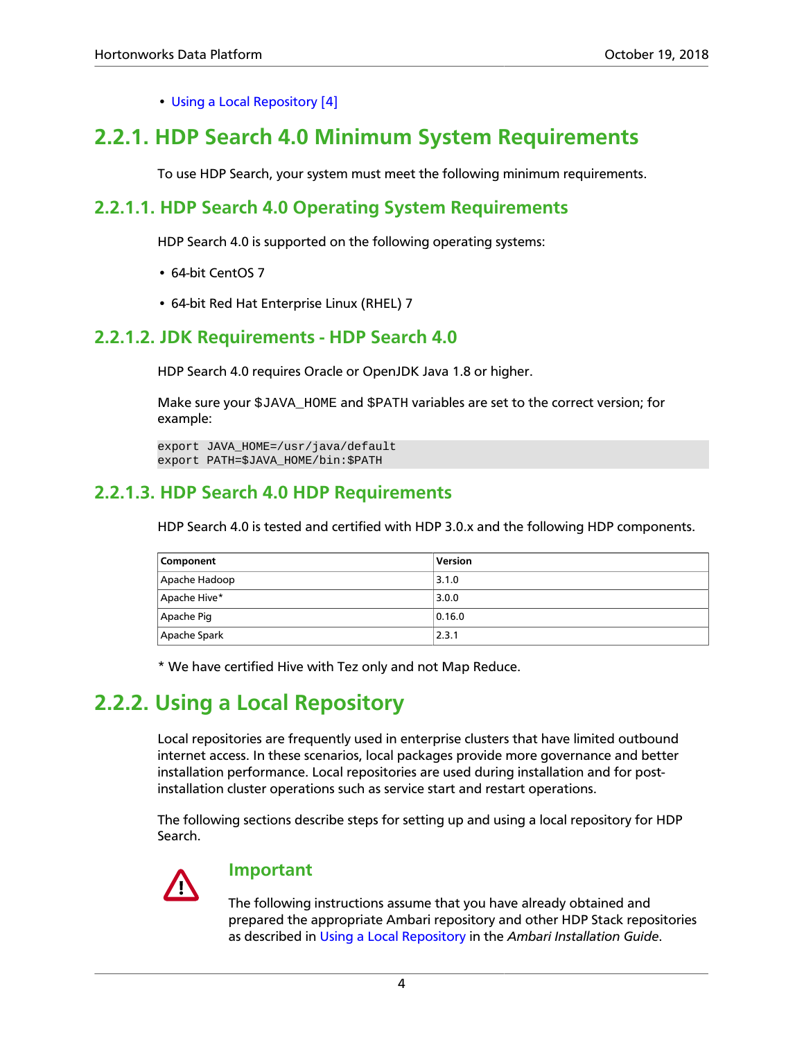- Using a Local Repository [4]

## 2.2.1. HDP Search 4.0 Minimum System Requirements

To use HDP Search, your system must meet the following minimum requirements.

### 2.2.1.1. HDP Search 4.0 Operating System Requirements

HDP Search 4.0 is supported on the following operating systems:

- 64-bit CentOS 7
- 64-bit Red Hat Enterprise Linux (RHEL) 7

### 2.2.1.2. JDK Requirements - HDP Search 4.0

HDP Search 4.0 requires Oracle or OpenJDK Java 1.8 or higher.

Make sure your $JAVA_HOME and $PATH variables are set to the correct version; for example:

```
export JAVA_HOME=/usr/java/default
export PATH=$JAVA_HOME/bin:$PATH
```

### 2.2.1.3. HDP Search 4.0 HDP Requirements

HDP Search 4.0 is tested and certified with HDP 3.0.x and the following HDP components.

| Component | Version |
|---|---|
| Apache Hadoop | 3.1.0 |
| Apache Hive* | 3.0.0 |
| Apache Pig | 0.16.0 |
| Apache Spark | 2.3.1 |

* We have certified Hive with Tez only and not Map Reduce.

## 2.2.2. Using a Local Repository

Local repositories are frequently used in enterprise clusters that have limited outbound internet access. In these scenarios, local packages provide more governance and better installation performance. Local repositories are used during installation and for post-installation cluster operations such as service start and restart operations.

The following sections describe steps for setting up and using a local repository for HDP Search.

> **Important**
>
> The following instructions assume that you have already obtained and prepared the appropriate Ambari repository and other HDP Stack repositories as described in Using a Local Repository in the *Ambari Installation Guide*.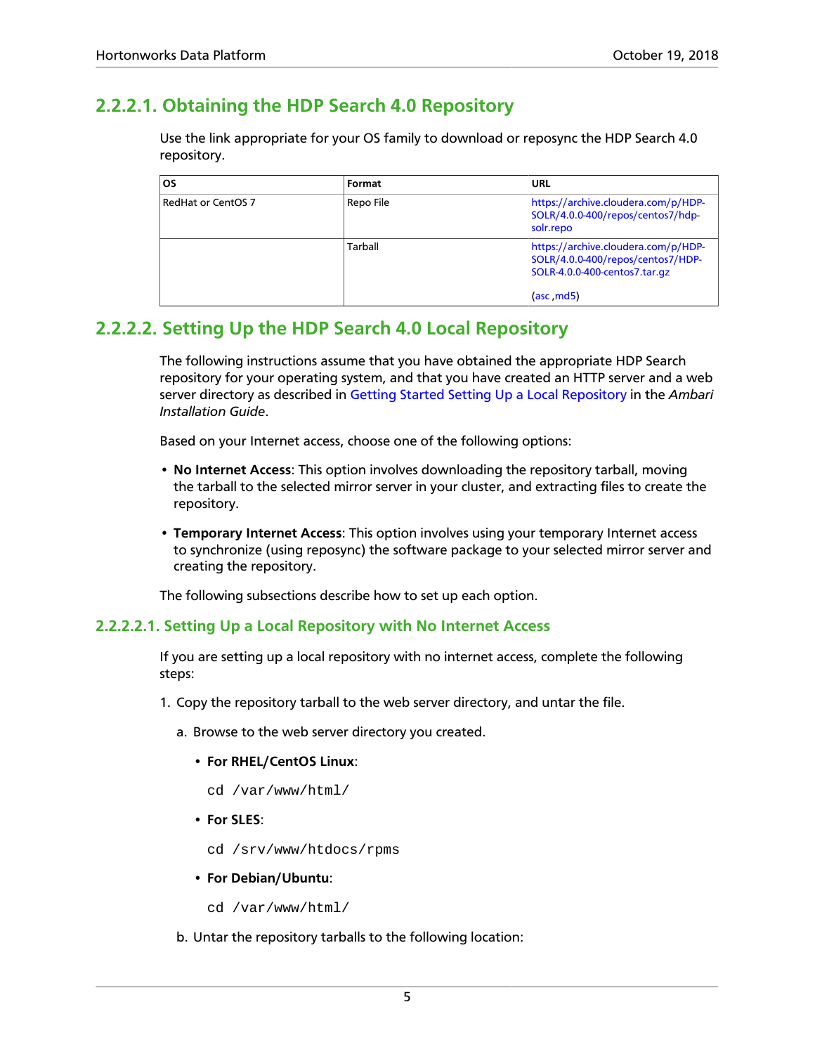### 2.2.2.1. Obtaining the HDP Search 4.0 Repository

Use the link appropriate for your OS family to download or reposync the HDP Search 4.0 repository.

| OS | Format | URL |
| --- | --- | --- |
| RedHat or CentOS 7 | Repo File | https://archive.cloudera.com/p/HDP-SOLR/4.0.0-400/repos/centos7/hdp-solr.repo |
| | Tarball | https://archive.cloudera.com/p/HDP-SOLR/4.0.0-400/repos/centos7/HDP-SOLR-4.0.0-400-centos7.tar.gz<br><br>(asc ,md5) |

### 2.2.2.2. Setting Up the HDP Search 4.0 Local Repository

The following instructions assume that you have obtained the appropriate HDP Search repository for your operating system, and that you have created an HTTP server and a web server directory as described in Getting Started Setting Up a Local Repository in the *Ambari Installation Guide*.

Based on your Internet access, choose one of the following options:

- **No Internet Access**: This option involves downloading the repository tarball, moving the tarball to the selected mirror server in your cluster, and extracting files to create the repository.
- **Temporary Internet Access**: This option involves using your temporary Internet access to synchronize (using reposync) the software package to your selected mirror server and creating the repository.

The following subsections describe how to set up each option.

#### 2.2.2.2.1. Setting Up a Local Repository with No Internet Access

If you are setting up a local repository with no internet access, complete the following steps:

1. Copy the repository tarball to the web server directory, and untar the file.

   a. Browse to the web server directory you created.

   - **For RHEL/CentOS Linux**:

     ```
     cd /var/www/html/
     ```

   - **For SLES**:

     ```
     cd /srv/www/htdocs/rpms
     ```

   - **For Debian/Ubuntu**:

     ```
     cd /var/www/html/
     ```

   b. Untar the repository tarballs to the following location: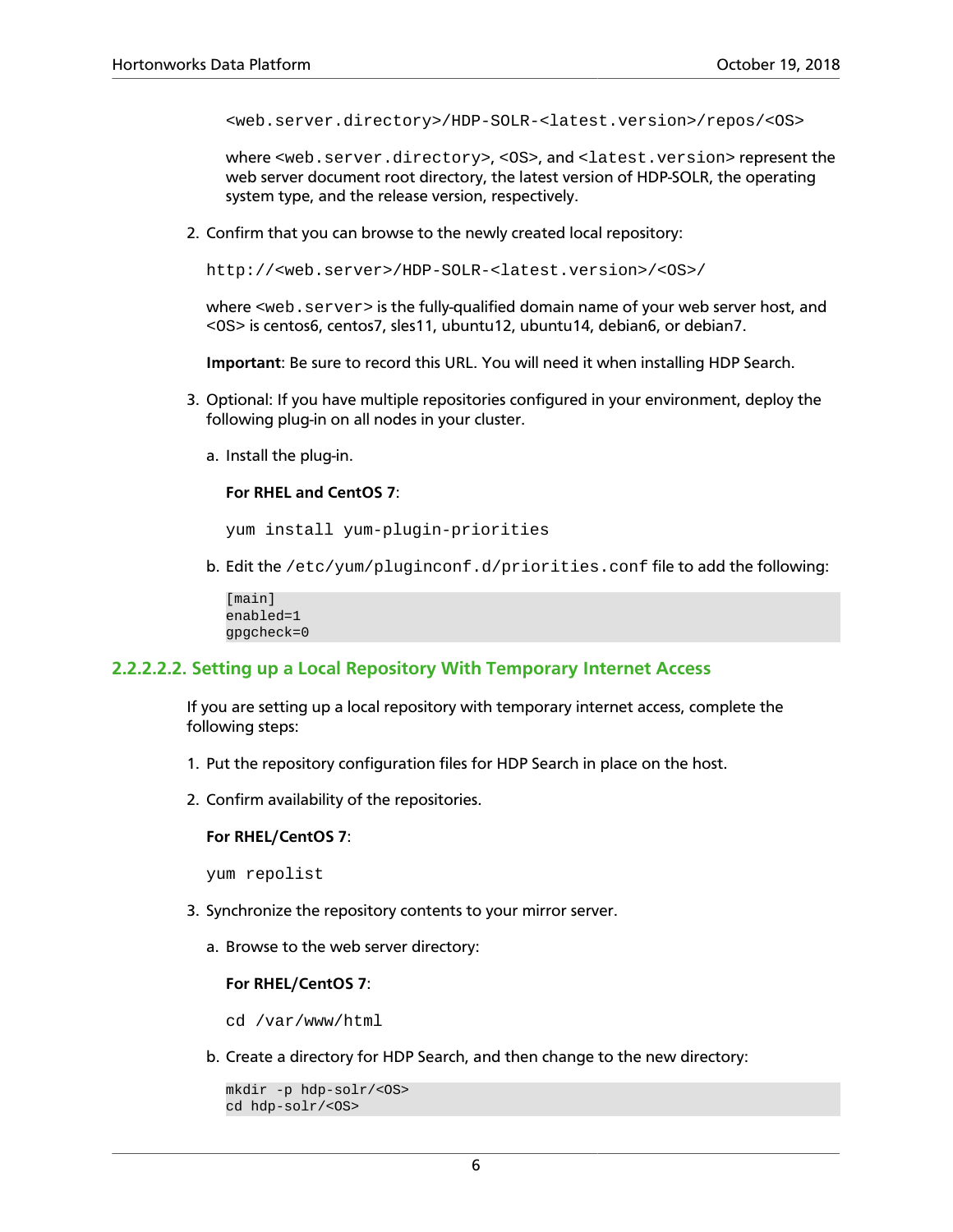```
<web.server.directory>/HDP-SOLR-<latest.version>/repos/<OS>
```

where `<web.server.directory>`, `<OS>`, and `<latest.version>` represent the web server document root directory, the latest version of HDP-SOLR, the operating system type, and the release version, respectively.

2. Confirm that you can browse to the newly created local repository:

   ```
   http://<web.server>/HDP-SOLR-<latest.version>/<OS>/
   ```

   where `<web.server>` is the fully-qualified domain name of your web server host, and <OS> is centos6, centos7, sles11, ubuntu12, ubuntu14, debian6, or debian7.

   **Important**: Be sure to record this URL. You will need it when installing HDP Search.

3. Optional: If you have multiple repositories configured in your environment, deploy the following plug-in on all nodes in your cluster.

   a. Install the plug-in.

      **For RHEL and CentOS 7**:

      ```
      yum install yum-plugin-priorities
      ```

   b. Edit the `/etc/yum/pluginconf.d/priorities.conf` file to add the following:

      ```
      [main]
      enabled=1
      gpgcheck=0
      ```

### 2.2.2.2.2. Setting up a Local Repository With Temporary Internet Access

If you are setting up a local repository with temporary internet access, complete the following steps:

1. Put the repository configuration files for HDP Search in place on the host.

2. Confirm availability of the repositories.

   **For RHEL/CentOS 7**:

   ```
   yum repolist
   ```

3. Synchronize the repository contents to your mirror server.

   a. Browse to the web server directory:

      **For RHEL/CentOS 7**:

      ```
      cd /var/www/html
      ```

   b. Create a directory for HDP Search, and then change to the new directory:

      ```
      mkdir -p hdp-solr/<OS>
      cd hdp-solr/<OS>
      ```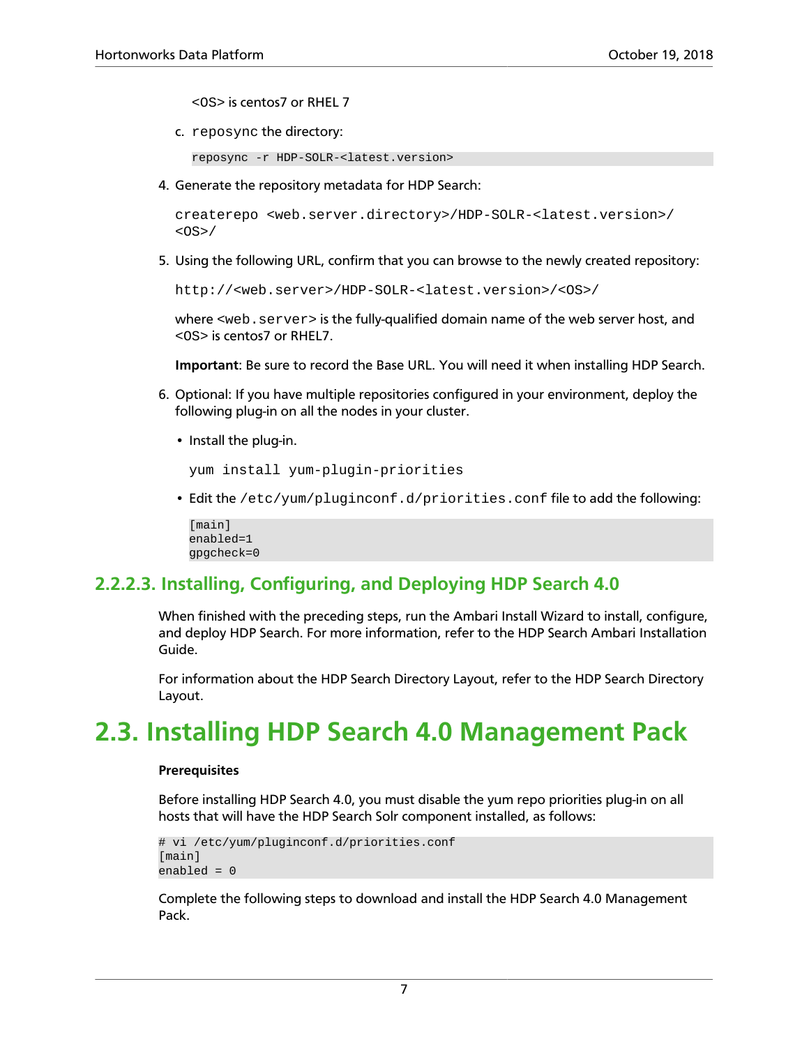<OS> is centos7 or RHEL 7

c. `reposync` the directory:

```
reposync -r HDP-SOLR-<latest.version>
```

4. Generate the repository metadata for HDP Search:

```
createrepo <web.server.directory>/HDP-SOLR-<latest.version>/
<OS>/
```

5. Using the following URL, confirm that you can browse to the newly created repository:

```
http://<web.server>/HDP-SOLR-<latest.version>/<OS>/
```

where `<web.server>` is the fully-qualified domain name of the web server host, and <OS> is centos7 or RHEL7.

**Important**: Be sure to record the Base URL. You will need it when installing HDP Search.

6. Optional: If you have multiple repositories configured in your environment, deploy the following plug-in on all the nodes in your cluster.

- Install the plug-in.

```
yum install yum-plugin-priorities
```

- Edit the `/etc/yum/pluginconf.d/priorities.conf` file to add the following:

```
[main]
enabled=1
gpgcheck=0
```

### 2.2.2.3. Installing, Configuring, and Deploying HDP Search 4.0

When finished with the preceding steps, run the Ambari Install Wizard to install, configure, and deploy HDP Search. For more information, refer to the HDP Search Ambari Installation Guide.

For information about the HDP Search Directory Layout, refer to the HDP Search Directory Layout.

## 2.3. Installing HDP Search 4.0 Management Pack

**Prerequisites**

Before installing HDP Search 4.0, you must disable the yum repo priorities plug-in on all hosts that will have the HDP Search Solr component installed, as follows:

```
# vi /etc/yum/pluginconf.d/priorities.conf
[main]
enabled = 0
```

Complete the following steps to download and install the HDP Search 4.0 Management Pack.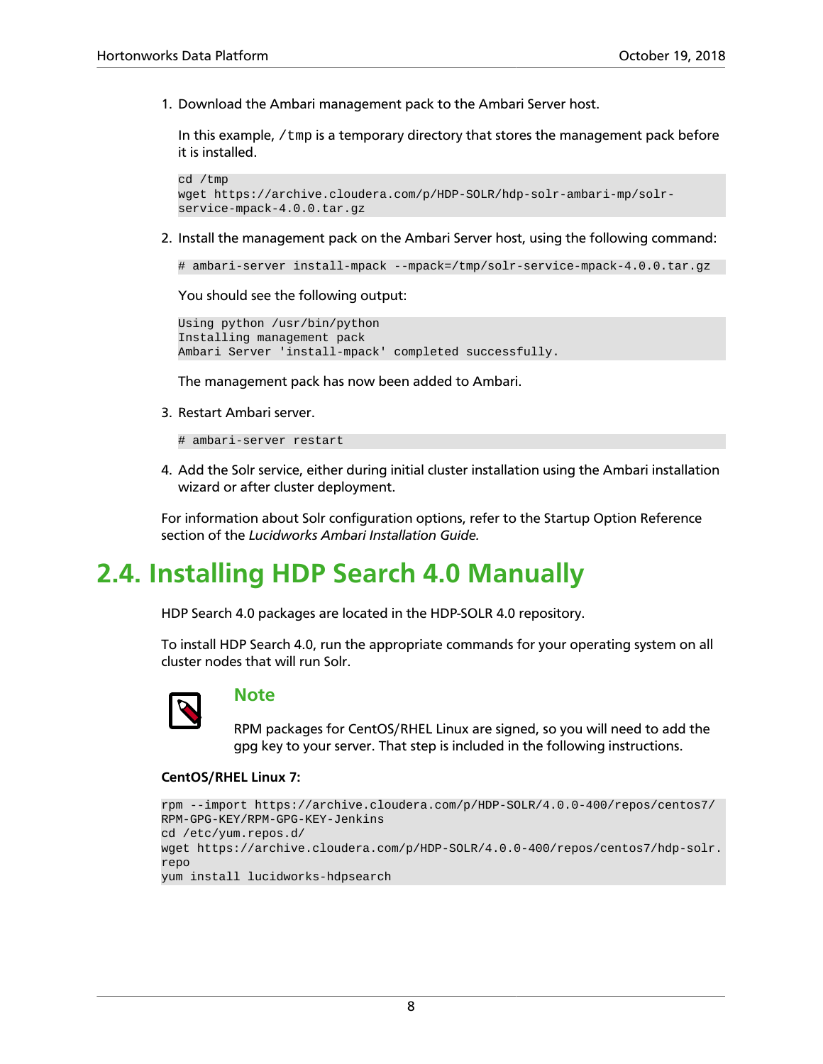1. Download the Ambari management pack to the Ambari Server host.

   In this example, `/tmp` is a temporary directory that stores the management pack before it is installed.

   ```
   cd /tmp
   wget https://archive.cloudera.com/p/HDP-SOLR/hdp-solr-ambari-mp/solr-service-mpack-4.0.0.tar.gz
   ```

2. Install the management pack on the Ambari Server host, using the following command:

   ```
   # ambari-server install-mpack --mpack=/tmp/solr-service-mpack-4.0.0.tar.gz
   ```

   You should see the following output:

   ```
   Using python /usr/bin/python
   Installing management pack
   Ambari Server 'install-mpack' completed successfully.
   ```

   The management pack has now been added to Ambari.

3. Restart Ambari server.

   ```
   # ambari-server restart
   ```

4. Add the Solr service, either during initial cluster installation using the Ambari installation wizard or after cluster deployment.

For information about Solr configuration options, refer to the Startup Option Reference section of the *Lucidworks Ambari Installation Guide.*

## 2.4. Installing HDP Search 4.0 Manually

HDP Search 4.0 packages are located in the HDP-SOLR 4.0 repository.

To install HDP Search 4.0, run the appropriate commands for your operating system on all cluster nodes that will run Solr.

### Note

RPM packages for CentOS/RHEL Linux are signed, so you will need to add the gpg key to your server. That step is included in the following instructions.

**CentOS/RHEL Linux 7:**

```
rpm --import https://archive.cloudera.com/p/HDP-SOLR/4.0.0-400/repos/centos7/RPM-GPG-KEY/RPM-GPG-KEY-Jenkins
cd /etc/yum.repos.d/
wget https://archive.cloudera.com/p/HDP-SOLR/4.0.0-400/repos/centos7/hdp-solr.repo
yum install lucidworks-hdpsearch
```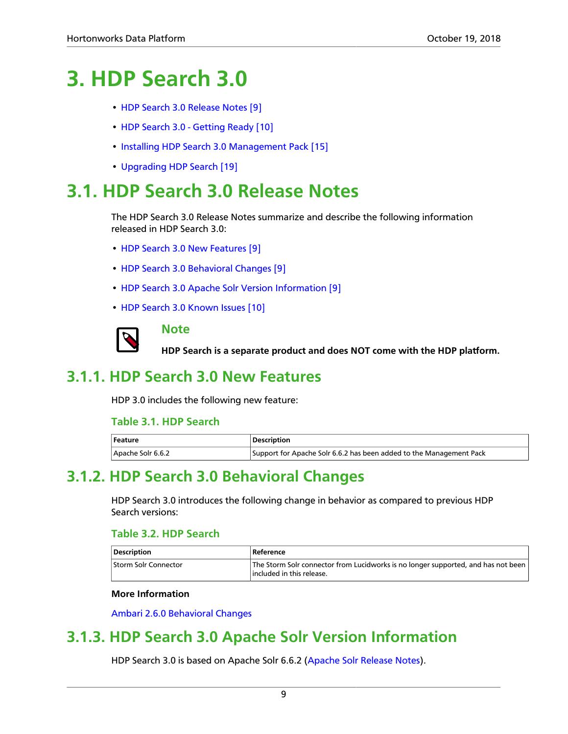# 3. HDP Search 3.0

- HDP Search 3.0 Release Notes [9]
- HDP Search 3.0 - Getting Ready [10]
- Installing HDP Search 3.0 Management Pack [15]
- Upgrading HDP Search [19]

# 3.1. HDP Search 3.0 Release Notes

The HDP Search 3.0 Release Notes summarize and describe the following information released in HDP Search 3.0:

- HDP Search 3.0 New Features [9]
- HDP Search 3.0 Behavioral Changes [9]
- HDP Search 3.0 Apache Solr Version Information [9]
- HDP Search 3.0 Known Issues [10]

> **Note**
>
> **HDP Search is a separate product and does NOT come with the HDP platform.**

## 3.1.1. HDP Search 3.0 New Features

HDP 3.0 includes the following new feature:

### Table 3.1. HDP Search

| Feature | Description |
|---|---|
| Apache Solr 6.6.2 | Support for Apache Solr 6.6.2 has been added to the Management Pack |

## 3.1.2. HDP Search 3.0 Behavioral Changes

HDP Search 3.0 introduces the following change in behavior as compared to previous HDP Search versions:

### Table 3.2. HDP Search

| Description | Reference |
|---|---|
| Storm Solr Connector | The Storm Solr connector from Lucidworks is no longer supported, and has not been included in this release. |

**More Information**

Ambari 2.6.0 Behavioral Changes

## 3.1.3. HDP Search 3.0 Apache Solr Version Information

HDP Search 3.0 is based on Apache Solr 6.6.2 (Apache Solr Release Notes).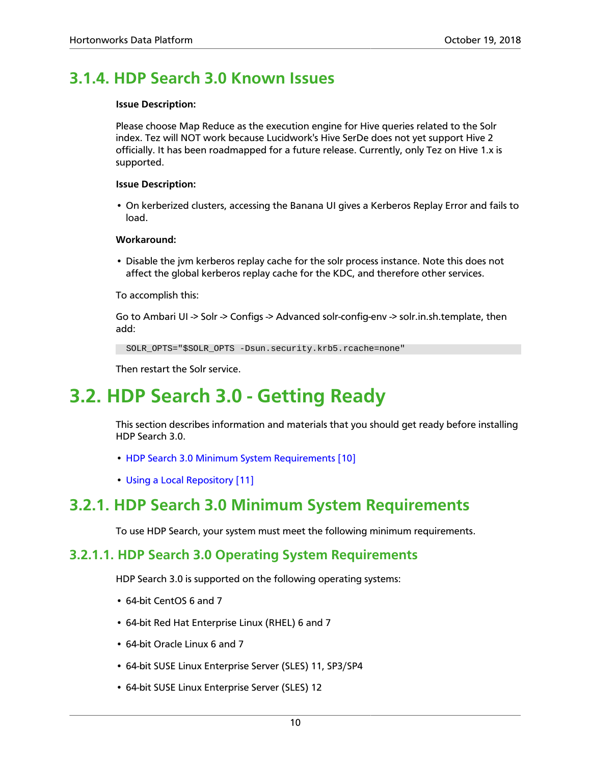### 3.1.4. HDP Search 3.0 Known Issues

**Issue Description:**

Please choose Map Reduce as the execution engine for Hive queries related to the Solr index. Tez will NOT work because Lucidwork's Hive SerDe does not yet support Hive 2 officially. It has been roadmapped for a future release. Currently, only Tez on Hive 1.x is supported.

**Issue Description:**

- On kerberized clusters, accessing the Banana UI gives a Kerberos Replay Error and fails to load.

**Workaround:**

- Disable the jvm kerberos replay cache for the solr process instance. Note this does not affect the global kerberos replay cache for the KDC, and therefore other services.

To accomplish this:

Go to Ambari UI -> Solr -> Configs -> Advanced solr-config-env -> solr.in.sh.template, then add:

```
SOLR_OPTS="$SOLR_OPTS -Dsun.security.krb5.rcache=none"
```

Then restart the Solr service.

# 3.2. HDP Search 3.0 - Getting Ready

This section describes information and materials that you should get ready before installing HDP Search 3.0.

- HDP Search 3.0 Minimum System Requirements [10]
- Using a Local Repository [11]

## 3.2.1. HDP Search 3.0 Minimum System Requirements

To use HDP Search, your system must meet the following minimum requirements.

### 3.2.1.1. HDP Search 3.0 Operating System Requirements

HDP Search 3.0 is supported on the following operating systems:

- 64-bit CentOS 6 and 7
- 64-bit Red Hat Enterprise Linux (RHEL) 6 and 7
- 64-bit Oracle Linux 6 and 7
- 64-bit SUSE Linux Enterprise Server (SLES) 11, SP3/SP4
- 64-bit SUSE Linux Enterprise Server (SLES) 12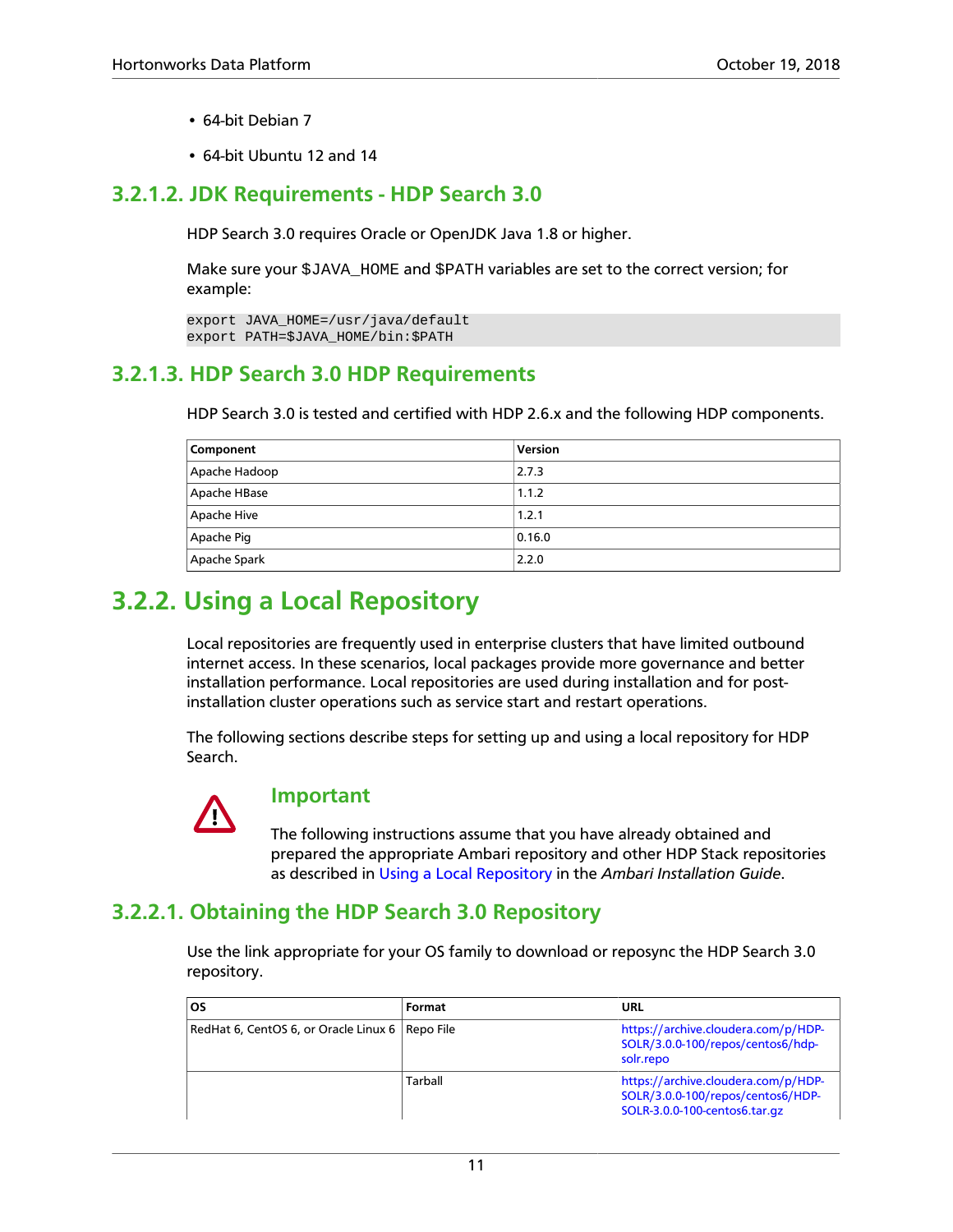- 64-bit Debian 7
- 64-bit Ubuntu 12 and 14

### 3.2.1.2. JDK Requirements - HDP Search 3.0

HDP Search 3.0 requires Oracle or OpenJDK Java 1.8 or higher.

Make sure your `$JAVA_HOME` and `$PATH` variables are set to the correct version; for example:

```
export JAVA_HOME=/usr/java/default
export PATH=$JAVA_HOME/bin:$PATH
```

### 3.2.1.3. HDP Search 3.0 HDP Requirements

HDP Search 3.0 is tested and certified with HDP 2.6.x and the following HDP components.

| Component | Version |
|---|---|
| Apache Hadoop | 2.7.3 |
| Apache HBase | 1.1.2 |
| Apache Hive | 1.2.1 |
| Apache Pig | 0.16.0 |
| Apache Spark | 2.2.0 |

## 3.2.2. Using a Local Repository

Local repositories are frequently used in enterprise clusters that have limited outbound internet access. In these scenarios, local packages provide more governance and better installation performance. Local repositories are used during installation and for post-installation cluster operations such as service start and restart operations.

The following sections describe steps for setting up and using a local repository for HDP Search.

> **Important**
>
> The following instructions assume that you have already obtained and prepared the appropriate Ambari repository and other HDP Stack repositories as described in Using a Local Repository in the *Ambari Installation Guide*.

### 3.2.2.1. Obtaining the HDP Search 3.0 Repository

Use the link appropriate for your OS family to download or reposync the HDP Search 3.0 repository.

| OS | Format | URL |
|---|---|---|
| RedHat 6, CentOS 6, or Oracle Linux 6 | Repo File | https://archive.cloudera.com/p/HDP-SOLR/3.0.0-100/repos/centos6/hdp-solr.repo |
| | Tarball | https://archive.cloudera.com/p/HDP-SOLR/3.0.0-100/repos/centos6/HDP-SOLR-3.0.0-100-centos6.tar.gz |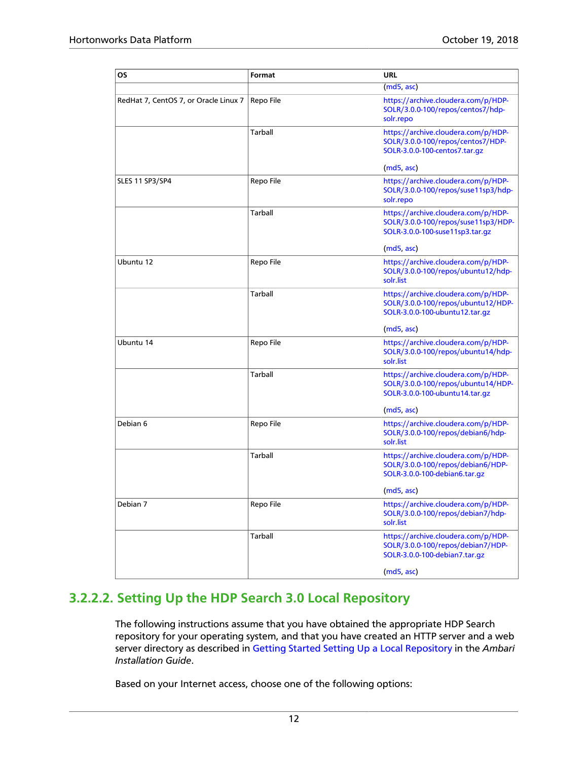| OS | Format | URL |
|---|---|---|
| | | (md5, asc) |
| RedHat 7, CentOS 7, or Oracle Linux 7 | Repo File | https://archive.cloudera.com/p/HDP-SOLR/3.0.0-100/repos/centos7/hdp-solr.repo |
| | Tarball | https://archive.cloudera.com/p/HDP-SOLR/3.0.0-100/repos/centos7/HDP-SOLR-3.0.0-100-centos7.tar.gz (md5, asc) |
| SLES 11 SP3/SP4 | Repo File | https://archive.cloudera.com/p/HDP-SOLR/3.0.0-100/repos/suse11sp3/hdp-solr.repo |
| | Tarball | https://archive.cloudera.com/p/HDP-SOLR/3.0.0-100/repos/suse11sp3/HDP-SOLR-3.0.0-100-suse11sp3.tar.gz (md5, asc) |
| Ubuntu 12 | Repo File | https://archive.cloudera.com/p/HDP-SOLR/3.0.0-100/repos/ubuntu12/hdp-solr.list |
| | Tarball | https://archive.cloudera.com/p/HDP-SOLR/3.0.0-100/repos/ubuntu12/HDP-SOLR-3.0.0-100-ubuntu12.tar.gz (md5, asc) |
| Ubuntu 14 | Repo File | https://archive.cloudera.com/p/HDP-SOLR/3.0.0-100/repos/ubuntu14/hdp-solr.list |
| | Tarball | https://archive.cloudera.com/p/HDP-SOLR/3.0.0-100/repos/ubuntu14/HDP-SOLR-3.0.0-100-ubuntu14.tar.gz (md5, asc) |
| Debian 6 | Repo File | https://archive.cloudera.com/p/HDP-SOLR/3.0.0-100/repos/debian6/hdp-solr.list |
| | Tarball | https://archive.cloudera.com/p/HDP-SOLR/3.0.0-100/repos/debian6/HDP-SOLR-3.0.0-100-debian6.tar.gz (md5, asc) |
| Debian 7 | Repo File | https://archive.cloudera.com/p/HDP-SOLR/3.0.0-100/repos/debian7/hdp-solr.list |
| | Tarball | https://archive.cloudera.com/p/HDP-SOLR/3.0.0-100/repos/debian7/HDP-SOLR-3.0.0-100-debian7.tar.gz (md5, asc) |

### 3.2.2.2. Setting Up the HDP Search 3.0 Local Repository

The following instructions assume that you have obtained the appropriate HDP Search repository for your operating system, and that you have created an HTTP server and a web server directory as described in Getting Started Setting Up a Local Repository in the *Ambari Installation Guide*.

Based on your Internet access, choose one of the following options: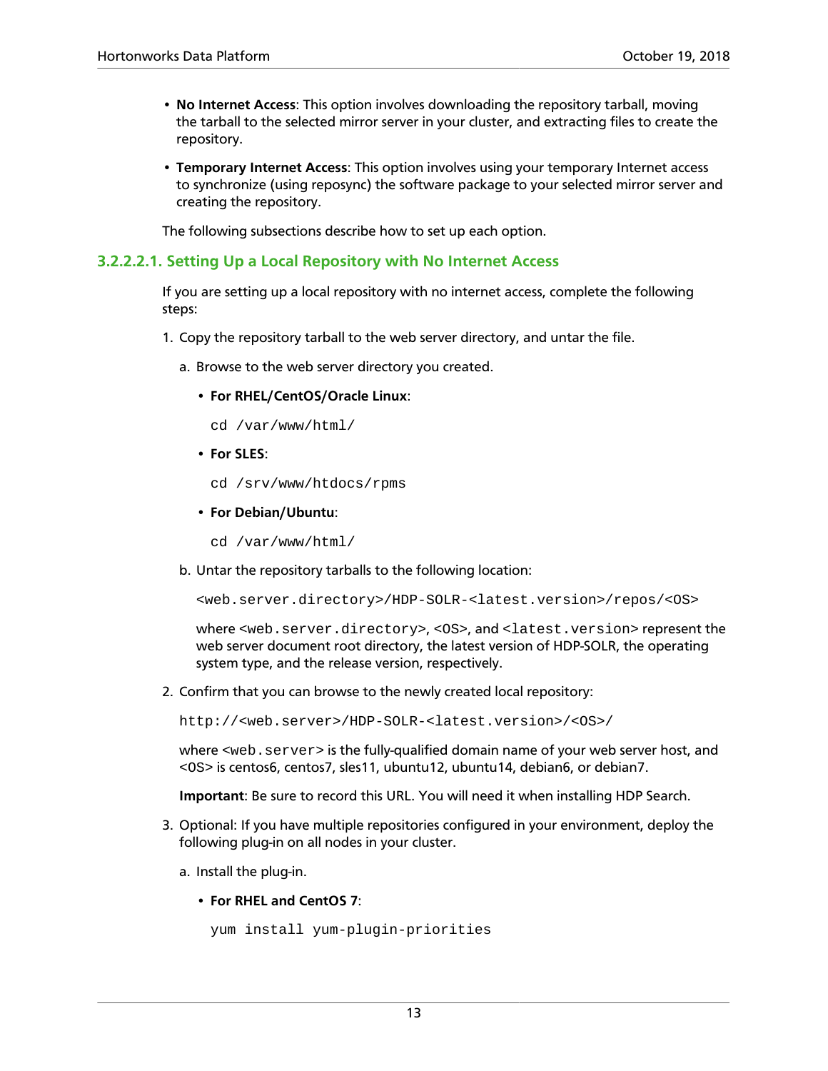- **No Internet Access**: This option involves downloading the repository tarball, moving the tarball to the selected mirror server in your cluster, and extracting files to create the repository.
- **Temporary Internet Access**: This option involves using your temporary Internet access to synchronize (using reposync) the software package to your selected mirror server and creating the repository.

The following subsections describe how to set up each option.

### 3.2.2.2.1. Setting Up a Local Repository with No Internet Access

If you are setting up a local repository with no internet access, complete the following steps:

1. Copy the repository tarball to the web server directory, and untar the file.

   a. Browse to the web server directory you created.

      - **For RHEL/CentOS/Oracle Linux**:

        ```
        cd /var/www/html/
        ```

      - **For SLES**:

        ```
        cd /srv/www/htdocs/rpms
        ```

      - **For Debian/Ubuntu**:

        ```
        cd /var/www/html/
        ```

   b. Untar the repository tarballs to the following location:

      ```
      <web.server.directory>/HDP-SOLR-<latest.version>/repos/<OS>
      ```

      where `<web.server.directory>`, `<OS>`, and `<latest.version>` represent the web server document root directory, the latest version of HDP-SOLR, the operating system type, and the release version, respectively.

2. Confirm that you can browse to the newly created local repository:

   ```
   http://<web.server>/HDP-SOLR-<latest.version>/<OS>/
   ```

   where `<web.server>` is the fully-qualified domain name of your web server host, and `<OS>` is centos6, centos7, sles11, ubuntu12, ubuntu14, debian6, or debian7.

   **Important**: Be sure to record this URL. You will need it when installing HDP Search.

3. Optional: If you have multiple repositories configured in your environment, deploy the following plug-in on all nodes in your cluster.

   a. Install the plug-in.

      - **For RHEL and CentOS 7**:

        ```
        yum install yum-plugin-priorities
        ```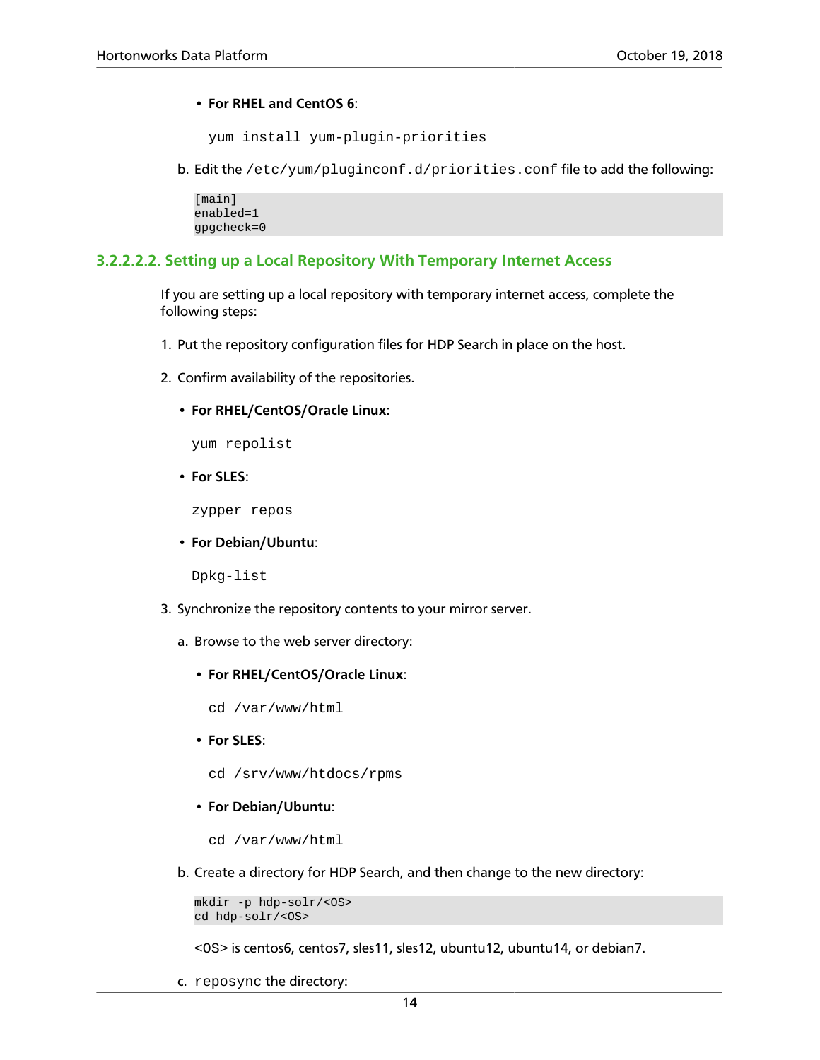- **For RHEL and CentOS 6**:

  ```
  yum install yum-plugin-priorities
  ```

b. Edit the `/etc/yum/pluginconf.d/priorities.conf` file to add the following:

```
[main]
enabled=1
gpgcheck=0
```

### 3.2.2.2.2. Setting up a Local Repository With Temporary Internet Access

If you are setting up a local repository with temporary internet access, complete the following steps:

1. Put the repository configuration files for HDP Search in place on the host.

2. Confirm availability of the repositories.

   - **For RHEL/CentOS/Oracle Linux**:

     ```
     yum repolist
     ```

   - **For SLES**:

     ```
     zypper repos
     ```

   - **For Debian/Ubuntu**:

     ```
     Dpkg-list
     ```

3. Synchronize the repository contents to your mirror server.

   a. Browse to the web server directory:

      - **For RHEL/CentOS/Oracle Linux**:

        ```
        cd /var/www/html
        ```

      - **For SLES**:

        ```
        cd /srv/www/htdocs/rpms
        ```

      - **For Debian/Ubuntu**:

        ```
        cd /var/www/html
        ```

   b. Create a directory for HDP Search, and then change to the new directory:

      ```
      mkdir -p hdp-solr/<OS>
      cd hdp-solr/<OS>
      ```

      <OS> is centos6, centos7, sles11, sles12, ubuntu12, ubuntu14, or debian7.

   c. `reposync` the directory: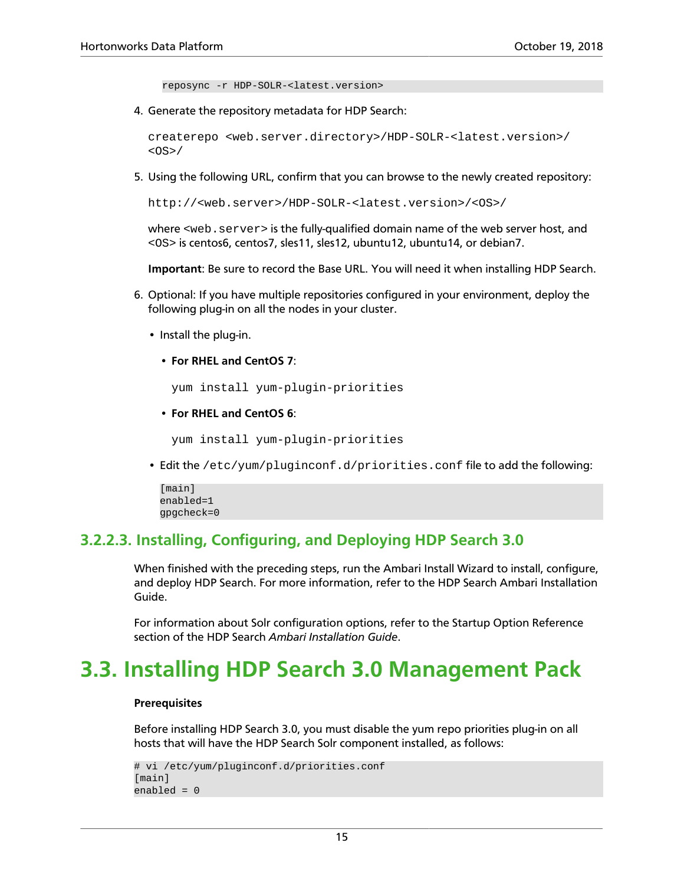```
reposync -r HDP-SOLR-<latest.version>
```

4. Generate the repository metadata for HDP Search:

   ```
   createrepo <web.server.directory>/HDP-SOLR-<latest.version>/
   <OS>/
   ```

5. Using the following URL, confirm that you can browse to the newly created repository:

   ```
   http://<web.server>/HDP-SOLR-<latest.version>/<OS>/
   ```

   where `<web.server>` is the fully-qualified domain name of the web server host, and <OS> is centos6, centos7, sles11, sles12, ubuntu12, ubuntu14, or debian7.

   **Important**: Be sure to record the Base URL. You will need it when installing HDP Search.

6. Optional: If you have multiple repositories configured in your environment, deploy the following plug-in on all the nodes in your cluster.

   - Install the plug-in.

     - **For RHEL and CentOS 7**:

       ```
       yum install yum-plugin-priorities
       ```

     - **For RHEL and CentOS 6**:

       ```
       yum install yum-plugin-priorities
       ```

   - Edit the `/etc/yum/pluginconf.d/priorities.conf` file to add the following:

     ```
     [main]
     enabled=1
     gpgcheck=0
     ```

### 3.2.2.3. Installing, Configuring, and Deploying HDP Search 3.0

When finished with the preceding steps, run the Ambari Install Wizard to install, configure, and deploy HDP Search. For more information, refer to the HDP Search Ambari Installation Guide.

For information about Solr configuration options, refer to the Startup Option Reference section of the HDP Search *Ambari Installation Guide*.

## 3.3. Installing HDP Search 3.0 Management Pack

**Prerequisites**

Before installing HDP Search 3.0, you must disable the yum repo priorities plug-in on all hosts that will have the HDP Search Solr component installed, as follows:

```
# vi /etc/yum/pluginconf.d/priorities.conf
[main]
enabled = 0
```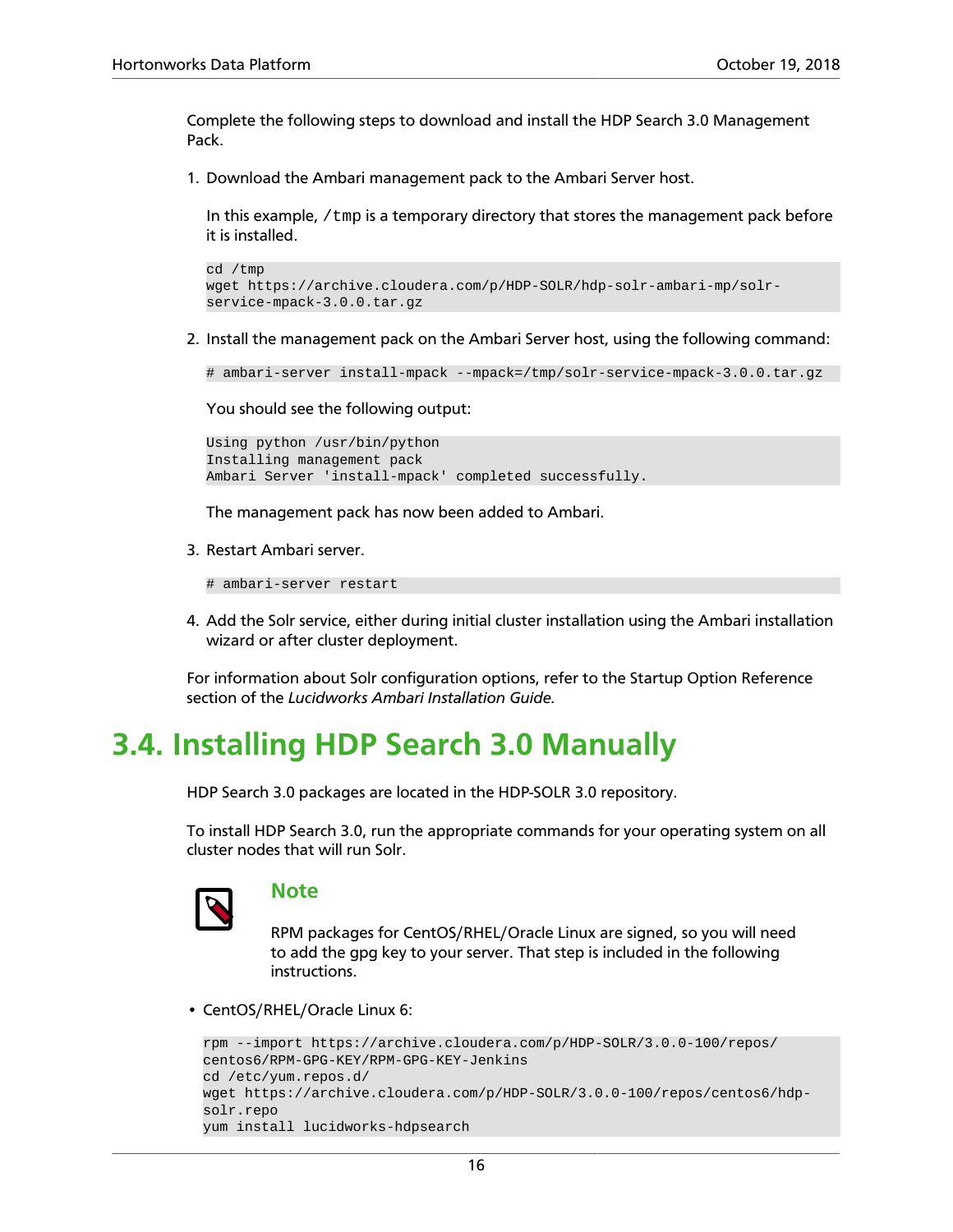Complete the following steps to download and install the HDP Search 3.0 Management Pack.

1. Download the Ambari management pack to the Ambari Server host.

   In this example, `/tmp` is a temporary directory that stores the management pack before it is installed.

   ```
   cd /tmp
   wget https://archive.cloudera.com/p/HDP-SOLR/hdp-solr-ambari-mp/solr-service-mpack-3.0.0.tar.gz
   ```

2. Install the management pack on the Ambari Server host, using the following command:

   ```
   # ambari-server install-mpack --mpack=/tmp/solr-service-mpack-3.0.0.tar.gz
   ```

   You should see the following output:

   ```
   Using python /usr/bin/python
   Installing management pack
   Ambari Server 'install-mpack' completed successfully.
   ```

   The management pack has now been added to Ambari.

3. Restart Ambari server.

   ```
   # ambari-server restart
   ```

4. Add the Solr service, either during initial cluster installation using the Ambari installation wizard or after cluster deployment.

For information about Solr configuration options, refer to the Startup Option Reference section of the *Lucidworks Ambari Installation Guide.*

## 3.4. Installing HDP Search 3.0 Manually

HDP Search 3.0 packages are located in the HDP-SOLR 3.0 repository.

To install HDP Search 3.0, run the appropriate commands for your operating system on all cluster nodes that will run Solr.

> **Note**
>
> RPM packages for CentOS/RHEL/Oracle Linux are signed, so you will need to add the gpg key to your server. That step is included in the following instructions.

- CentOS/RHEL/Oracle Linux 6:

```
rpm --import https://archive.cloudera.com/p/HDP-SOLR/3.0.0-100/repos/centos6/RPM-GPG-KEY/RPM-GPG-KEY-Jenkins
cd /etc/yum.repos.d/
wget https://archive.cloudera.com/p/HDP-SOLR/3.0.0-100/repos/centos6/hdp-solr.repo
yum install lucidworks-hdpsearch
```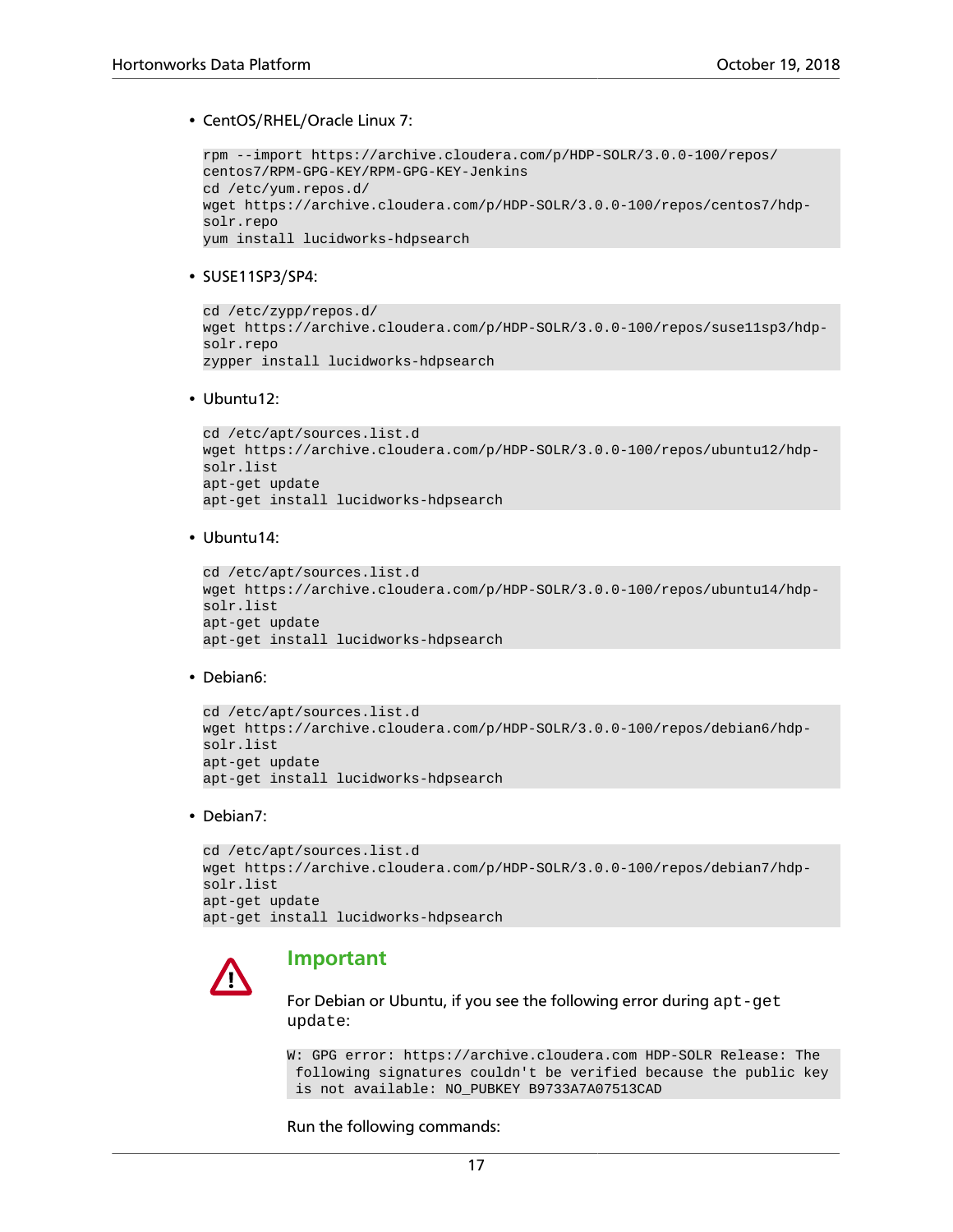- CentOS/RHEL/Oracle Linux 7:

```
rpm --import https://archive.cloudera.com/p/HDP-SOLR/3.0.0-100/repos/
centos7/RPM-GPG-KEY/RPM-GPG-KEY-Jenkins
cd /etc/yum.repos.d/
wget https://archive.cloudera.com/p/HDP-SOLR/3.0.0-100/repos/centos7/hdp-
solr.repo
yum install lucidworks-hdpsearch
```

- SUSE11SP3/SP4:

```
cd /etc/zypp/repos.d/
wget https://archive.cloudera.com/p/HDP-SOLR/3.0.0-100/repos/suse11sp3/hdp-
solr.repo
zypper install lucidworks-hdpsearch
```

- Ubuntu12:

```
cd /etc/apt/sources.list.d
wget https://archive.cloudera.com/p/HDP-SOLR/3.0.0-100/repos/ubuntu12/hdp-
solr.list
apt-get update
apt-get install lucidworks-hdpsearch
```

- Ubuntu14:

```
cd /etc/apt/sources.list.d
wget https://archive.cloudera.com/p/HDP-SOLR/3.0.0-100/repos/ubuntu14/hdp-
solr.list
apt-get update
apt-get install lucidworks-hdpsearch
```

- Debian6:

```
cd /etc/apt/sources.list.d
wget https://archive.cloudera.com/p/HDP-SOLR/3.0.0-100/repos/debian6/hdp-
solr.list
apt-get update
apt-get install lucidworks-hdpsearch
```

- Debian7:

```
cd /etc/apt/sources.list.d
wget https://archive.cloudera.com/p/HDP-SOLR/3.0.0-100/repos/debian7/hdp-
solr.list
apt-get update
apt-get install lucidworks-hdpsearch
```

### Important

For Debian or Ubuntu, if you see the following error during `apt-get update`:

```
W: GPG error: https://archive.cloudera.com HDP-SOLR Release: The
 following signatures couldn't be verified because the public key
 is not available: NO_PUBKEY B9733A7A07513CAD
```

Run the following commands: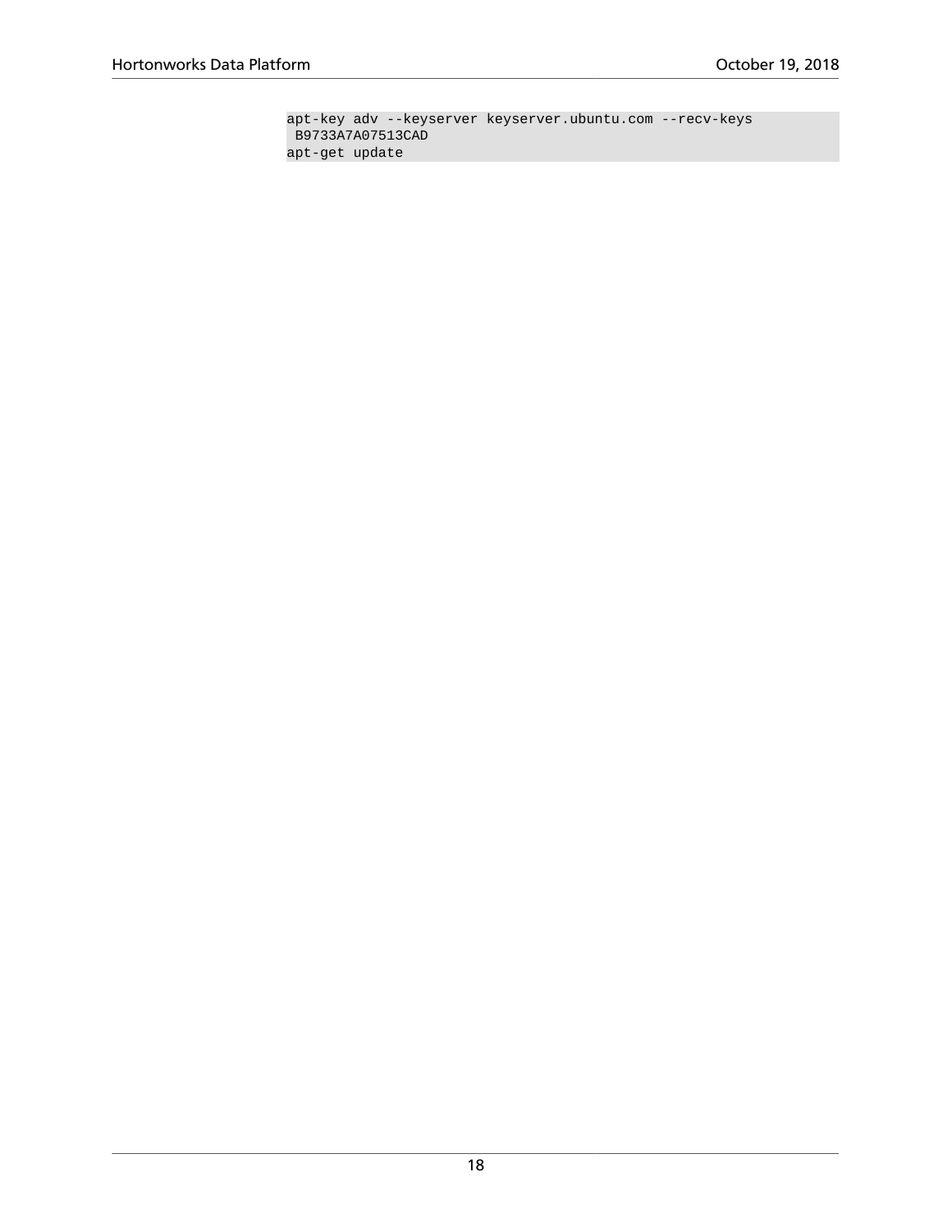```
apt-key adv --keyserver keyserver.ubuntu.com --recv-keys
 B9733A7A07513CAD
apt-get update
```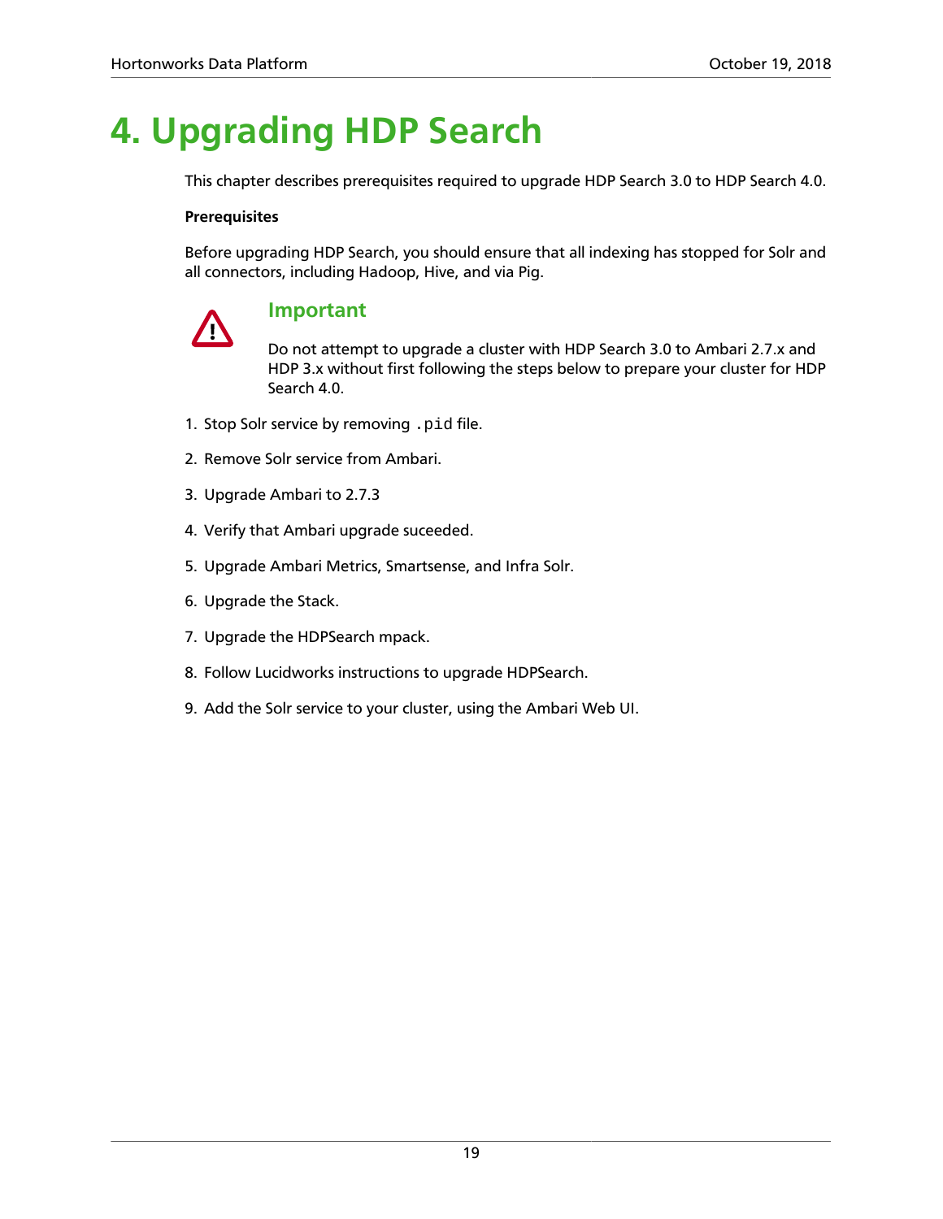# 4. Upgrading HDP Search

This chapter describes prerequisites required to upgrade HDP Search 3.0 to HDP Search 4.0.

**Prerequisites**

Before upgrading HDP Search, you should ensure that all indexing has stopped for Solr and all connectors, including Hadoop, Hive, and via Pig.

### Important

Do not attempt to upgrade a cluster with HDP Search 3.0 to Ambari 2.7.x and HDP 3.x without first following the steps below to prepare your cluster for HDP Search 4.0.

1. Stop Solr service by removing `.pid` file.
2. Remove Solr service from Ambari.
3. Upgrade Ambari to 2.7.3
4. Verify that Ambari upgrade suceeded.
5. Upgrade Ambari Metrics, Smartsense, and Infra Solr.
6. Upgrade the Stack.
7. Upgrade the HDPSearch mpack.
8. Follow Lucidworks instructions to upgrade HDPSearch.
9. Add the Solr service to your cluster, using the Ambari Web UI.